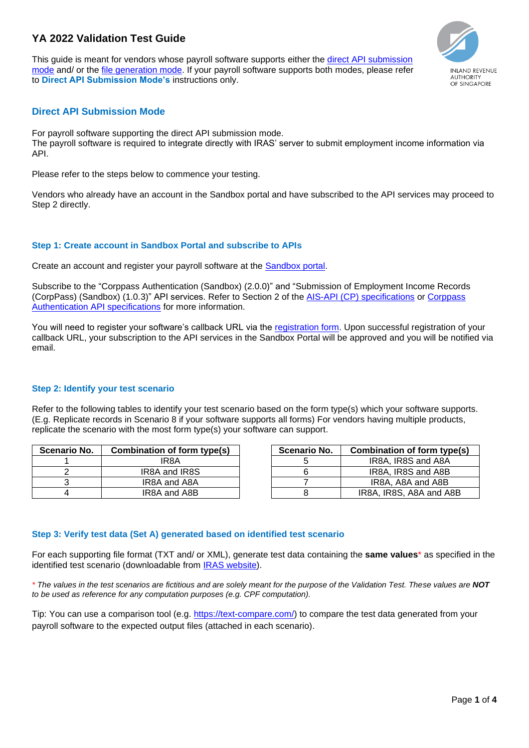# YA 2022 Validation Test Guide

This guide is meant for vendors whose payroll software supports either the direct API submission mode and/ or the file generation mode. If your payroll software supports both modes, please refer to **Direct API Submission Mode's** instructions only.

## Direct API Submission Mode

For payroll software supporting the direct API submission mode.
The payroll software is required to integrate directly with IRAS' server to submit employment income information via API.

Please refer to the steps below to commence your testing.

Vendors who already have an account in the Sandbox portal and have subscribed to the API services may proceed to Step 2 directly.

### Step 1: Create account in Sandbox Portal and subscribe to APIs

Create an account and register your payroll software at the Sandbox portal.

Subscribe to the "Corppass Authentication (Sandbox) (2.0.0)" and "Submission of Employment Income Records (CorpPass) (Sandbox) (1.0.3)" API services. Refer to Section 2 of the AIS-API (CP) specifications or Corppass Authentication API specifications for more information.

You will need to register your software's callback URL via the registration form. Upon successful registration of your callback URL, your subscription to the API services in the Sandbox Portal will be approved and you will be notified via email.

### Step 2: Identify your test scenario

Refer to the following tables to identify your test scenario based on the form type(s) which your software supports. (E.g. Replicate records in Scenario 8 if your software supports all forms) For vendors having multiple products, replicate the scenario with the most form type(s) your software can support.

| Scenario No. | Combination of form type(s) |
|---|---|
| 1 | IR8A |
| 2 | IR8A and IR8S |
| 3 | IR8A and A8A |
| 4 | IR8A and A8B |

| Scenario No. | Combination of form type(s) |
|---|---|
| 5 | IR8A, IR8S and A8A |
| 6 | IR8A, IR8S and A8B |
| 7 | IR8A, A8A and A8B |
| 8 | IR8A, IR8S, A8A and A8B |

### Step 3: Verify test data (Set A) generated based on identified test scenario

For each supporting file format (TXT and/ or XML), generate test data containing the **same values*** as specified in the identified test scenario (downloadable from IRAS website).

*\* The values in the test scenarios are fictitious and are solely meant for the purpose of the Validation Test. These values are **NOT** to be used as reference for any computation purposes (e.g. CPF computation).*

Tip: You can use a comparison tool (e.g. https://text-compare.com/) to compare the test data generated from your payroll software to the expected output files (attached in each scenario).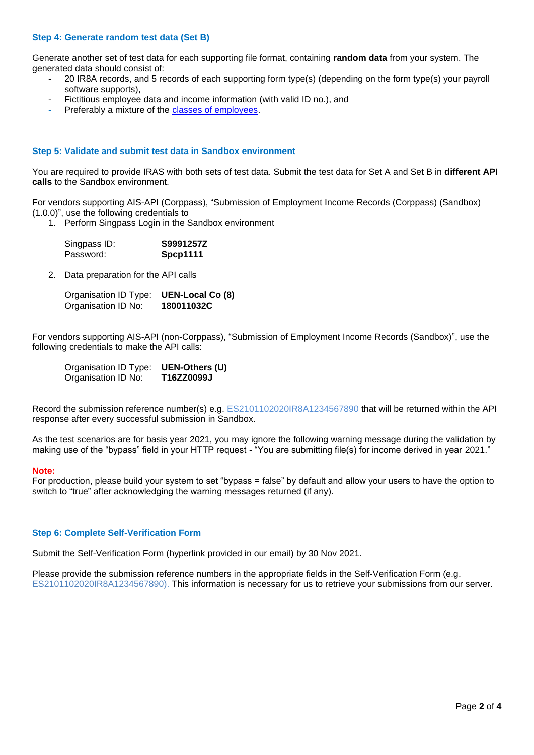### Step 4: Generate random test data (Set B)

Generate another set of test data for each supporting file format, containing **random data** from your system. The generated data should consist of:

- 20 IR8A records, and 5 records of each supporting form type(s) (depending on the form type(s) your payroll software supports),
- Fictitious employee data and income information (with valid ID no.), and
- Preferably a mixture of the classes of employees.

### Step 5: Validate and submit test data in Sandbox environment

You are required to provide IRAS with both sets of test data. Submit the test data for Set A and Set B in **different API calls** to the Sandbox environment.

For vendors supporting AIS-API (Corppass), "Submission of Employment Income Records (Corppass) (Sandbox) (1.0.0)", use the following credentials to

1. Perform Singpass Login in the Sandbox environment

   Singpass ID: **S9991257Z**
   Password: **Spcp1111**

2. Data preparation for the API calls

   Organisation ID Type: **UEN-Local Co (8)**
   Organisation ID No: **180011032C**

For vendors supporting AIS-API (non-Corppass), "Submission of Employment Income Records (Sandbox)", use the following credentials to make the API calls:

Organisation ID Type: **UEN-Others (U)**
Organisation ID No: **T16ZZ0099J**

Record the submission reference number(s) e.g. ES2101102020IR8A1234567890 that will be returned within the API response after every successful submission in Sandbox.

As the test scenarios are for basis year 2021, you may ignore the following warning message during the validation by making use of the "bypass" field in your HTTP request - "You are submitting file(s) for income derived in year 2021."

**Note:**
For production, please build your system to set "bypass = false" by default and allow your users to have the option to switch to "true" after acknowledging the warning messages returned (if any).

### Step 6: Complete Self-Verification Form

Submit the Self-Verification Form (hyperlink provided in our email) by 30 Nov 2021.

Please provide the submission reference numbers in the appropriate fields in the Self-Verification Form (e.g. ES2101102020IR8A1234567890). This information is necessary for us to retrieve your submissions from our server.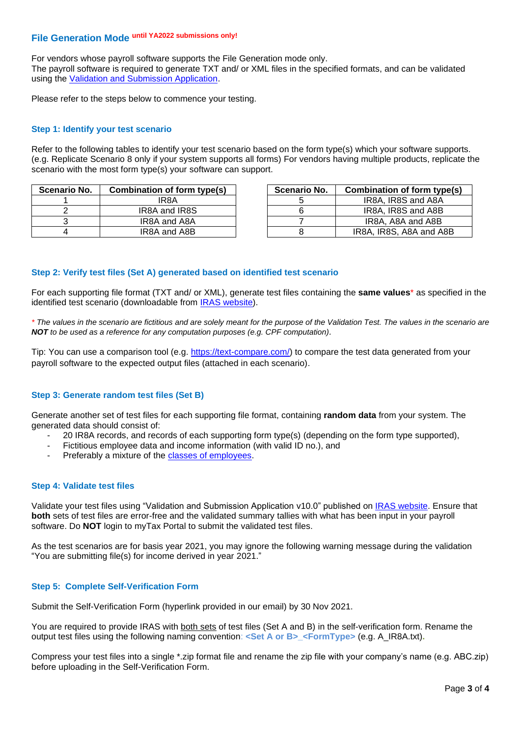## File Generation Mode until YA2022 submissions only!

For vendors whose payroll software supports the File Generation mode only.
The payroll software is required to generate TXT and/ or XML files in the specified formats, and can be validated using the Validation and Submission Application.

Please refer to the steps below to commence your testing.

### Step 1: Identify your test scenario

Refer to the following tables to identify your test scenario based on the form type(s) which your software supports. (e.g. Replicate Scenario 8 only if your system supports all forms) For vendors having multiple products, replicate the scenario with the most form type(s) your software can support.

| Scenario No. | Combination of form type(s) |
|---|---|
| 1 | IR8A |
| 2 | IR8A and IR8S |
| 3 | IR8A and A8A |
| 4 | IR8A and A8B |

| Scenario No. | Combination of form type(s) |
|---|---|
| 5 | IR8A, IR8S and A8A |
| 6 | IR8A, IR8S and A8B |
| 7 | IR8A, A8A and A8B |
| 8 | IR8A, IR8S, A8A and A8B |

### Step 2: Verify test files (Set A) generated based on identified test scenario

For each supporting file format (TXT and/ or XML), generate test files containing the **same values*** as specified in the identified test scenario (downloadable from IRAS website).

*\* The values in the scenario are fictitious and are solely meant for the purpose of the Validation Test. The values in the scenario are **NOT** to be used as a reference for any computation purposes (e.g. CPF computation).*

Tip: You can use a comparison tool (e.g. https://text-compare.com/) to compare the test data generated from your payroll software to the expected output files (attached in each scenario).

### Step 3: Generate random test files (Set B)

Generate another set of test files for each supporting file format, containing **random data** from your system. The generated data should consist of:

- 20 IR8A records, and records of each supporting form type(s) (depending on the form type supported),
- Fictitious employee data and income information (with valid ID no.), and
- Preferably a mixture of the classes of employees.

### Step 4: Validate test files

Validate your test files using "Validation and Submission Application v10.0" published on IRAS website. Ensure that **both** sets of test files are error-free and the validated summary tallies with what has been input in your payroll software. Do **NOT** login to myTax Portal to submit the validated test files.

As the test scenarios are for basis year 2021, you may ignore the following warning message during the validation "You are submitting file(s) for income derived in year 2021."

### Step 5: Complete Self-Verification Form

Submit the Self-Verification Form (hyperlink provided in our email) by 30 Nov 2021.

You are required to provide IRAS with both sets of test files (Set A and B) in the self-verification form. Rename the output test files using the following naming convention: **<Set A or B>_<FormType>** (e.g. A_IR8A.txt).

Compress your test files into a single *.zip format file and rename the zip file with your company's name (e.g. ABC.zip) before uploading in the Self-Verification Form.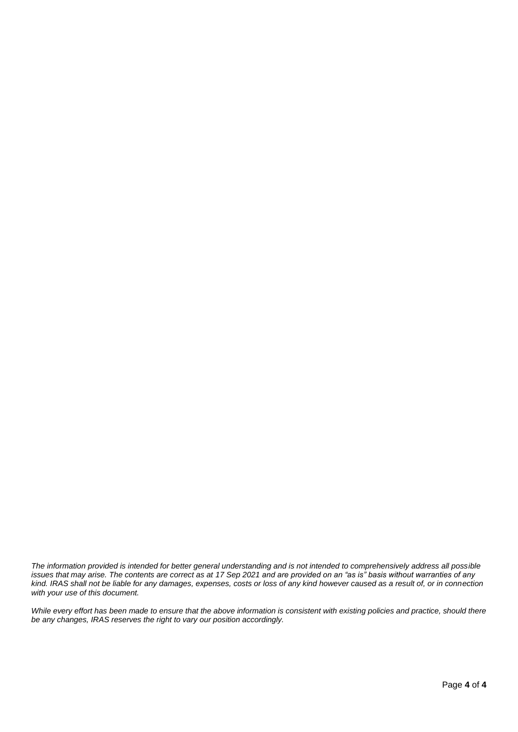*The information provided is intended for better general understanding and is not intended to comprehensively address all possible issues that may arise. The contents are correct as at 17 Sep 2021 and are provided on an "as is" basis without warranties of any kind. IRAS shall not be liable for any damages, expenses, costs or loss of any kind however caused as a result of, or in connection with your use of this document.*

*While every effort has been made to ensure that the above information is consistent with existing policies and practice, should there be any changes, IRAS reserves the right to vary our position accordingly.*